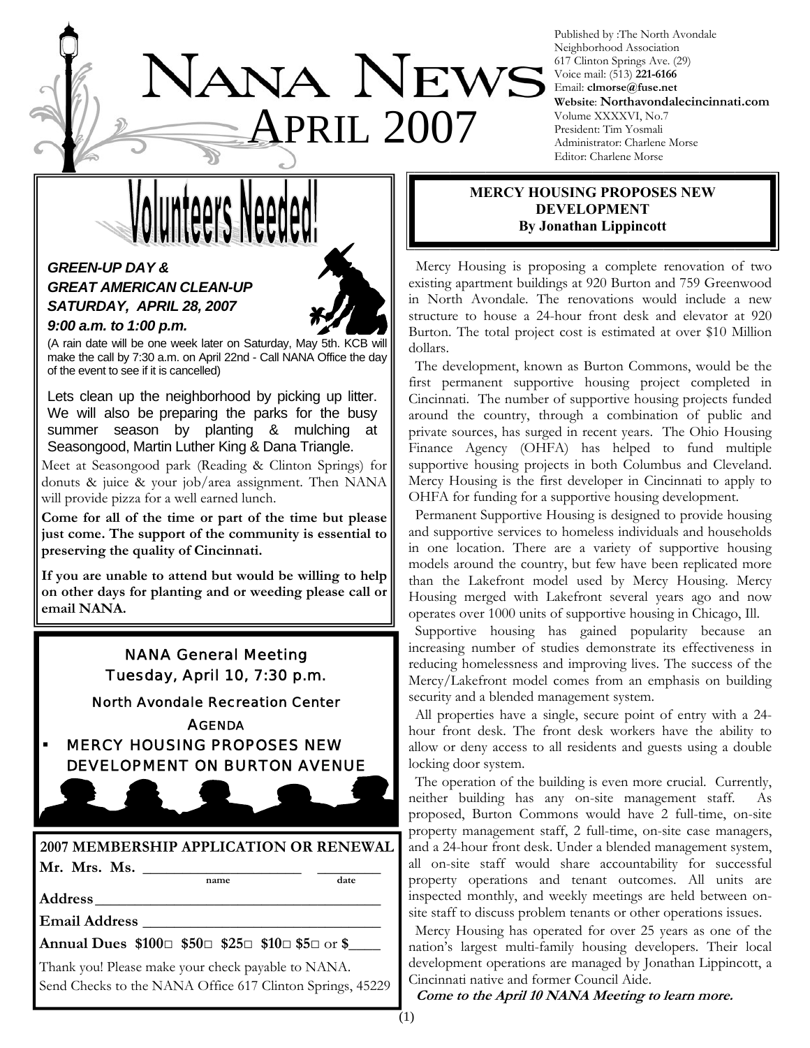# NANA NEWS
# APRIL 2007

Published by :The North Avondale Neighborhood Association
617 Clinton Springs Ave. (29)
Voice mail: (513) **221-6166**
Email: **clmorse@fuse.net**
**Website**: **Northavondalecincinnati.com**
Volume XXXXVI, No.7
President: Tim Yosmali
Administrator: Charlene Morse
Editor: Charlene Morse

## Volunteers Needed!

***GREEN-UP DAY &***
***GREAT AMERICAN CLEAN-UP***
***SATURDAY, APRIL 28, 2007***
***9:00 a.m. to 1:00 p.m.***

(A rain date will be one week later on Saturday, May 5th. KCB will make the call by 7:30 a.m. on April 22nd - Call NANA Office the day of the event to see if it is cancelled)

Lets clean up the neighborhood by picking up litter. We will also be preparing the parks for the busy summer season by planting & mulching at Seasongood, Martin Luther King & Dana Triangle.

Meet at Seasongood park (Reading & Clinton Springs) for donuts & juice & your job/area assignment. Then NANA will provide pizza for a well earned lunch.

**Come for all of the time or part of the time but please just come. The support of the community is essential to preserving the quality of Cincinnati.**

**If you are unable to attend but would be willing to help on other days for planting and or weeding please call or email NANA.**

## NANA General Meeting
## Tuesday, April 10, 7:30 p.m.

North Avondale Recreation Center

AGENDA

- MERCY HOUSING PROPOSES NEW DEVELOPMENT ON BURTON AVENUE

## 2007 MEMBERSHIP APPLICATION OR RENEWAL

**Mr. Mrs. Ms.** ____________________ (name) ________ (date)

**Address** ________________________________

**Email Address** ___________________________

**Annual Dues $100□ $50□ $25□ $10□ $5□** or **$____**

Thank you! Please make your check payable to NANA.
Send Checks to the NANA Office 617 Clinton Springs, 45229

## MERCY HOUSING PROPOSES NEW DEVELOPMENT
**By Jonathan Lippincott**

Mercy Housing is proposing a complete renovation of two existing apartment buildings at 920 Burton and 759 Greenwood in North Avondale. The renovations would include a new structure to house a 24-hour front desk and elevator at 920 Burton. The total project cost is estimated at over $10 Million dollars.

The development, known as Burton Commons, would be the first permanent supportive housing project completed in Cincinnati. The number of supportive housing projects funded around the country, through a combination of public and private sources, has surged in recent years. The Ohio Housing Finance Agency (OHFA) has helped to fund multiple supportive housing projects in both Columbus and Cleveland. Mercy Housing is the first developer in Cincinnati to apply to OHFA for funding for a supportive housing development.

Permanent Supportive Housing is designed to provide housing and supportive services to homeless individuals and households in one location. There are a variety of supportive housing models around the country, but few have been replicated more than the Lakefront model used by Mercy Housing. Mercy Housing merged with Lakefront several years ago and now operates over 1000 units of supportive housing in Chicago, Ill.

Supportive housing has gained popularity because an increasing number of studies demonstrate its effectiveness in reducing homelessness and improving lives. The success of the Mercy/Lakefront model comes from an emphasis on building security and a blended management system.

All properties have a single, secure point of entry with a 24-hour front desk. The front desk workers have the ability to allow or deny access to all residents and guests using a double locking door system.

The operation of the building is even more crucial. Currently, neither building has any on-site management staff. As proposed, Burton Commons would have 2 full-time, on-site property management staff, 2 full-time, on-site case managers, and a 24-hour front desk. Under a blended management system, all on-site staff would share accountability for successful property operations and tenant outcomes. All units are inspected monthly, and weekly meetings are held between on-site staff to discuss problem tenants or other operations issues.

Mercy Housing has operated for over 25 years as one of the nation's largest multi-family housing developers. Their local development operations are managed by Jonathan Lippincott, a Cincinnati native and former Council Aide.

***Come to the April 10 NANA Meeting to learn more.***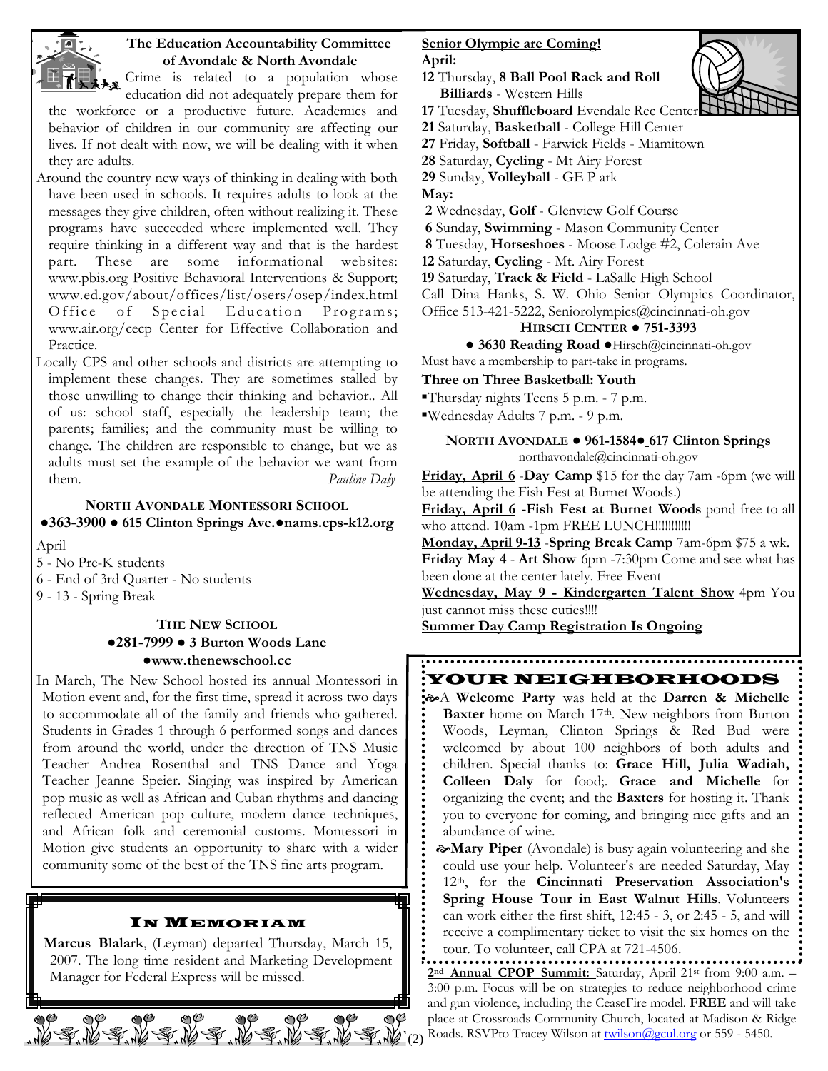### The Education Accountability Committee of Avondale & North Avondale

Crime is related to a population whose education did not adequately prepare them for the workforce or a productive future. Academics and behavior of children in our community are affecting our lives. If not dealt with now, we will be dealing with it when they are adults.

Around the country new ways of thinking in dealing with both have been used in schools. It requires adults to look at the messages they give children, often without realizing it. These programs have succeeded where implemented well. They require thinking in a different way and that is the hardest part. These are some informational websites: www.pbis.org Positive Behavioral Interventions & Support; www.ed.gov/about/offices/list/osers/osep/index.html Office of Special Education Programs; www.air.org/cecp Center for Effective Collaboration and Practice.

Locally CPS and other schools and districts are attempting to implement these changes. They are sometimes stalled by those unwilling to change their thinking and behavior.. All of us: school staff, especially the leadership team; the parents; families; and the community must be willing to change. The children are responsible to change, but we as adults must set the example of the behavior we want from them. *Pauline Daly*

### North Avondale Montessori School
**●363-3900 ● 615 Clinton Springs Ave.●nams.cps-k12.org**

April
- 5 - No Pre-K students
- 6 - End of 3rd Quarter - No students
- 9 - 13 - Spring Break

### The New School
**●281-7999 ● 3 Burton Woods Lane ●www.thenewschool.cc**

In March, The New School hosted its annual Montessori in Motion event and, for the first time, spread it across two days to accommodate all of the family and friends who gathered. Students in Grades 1 through 6 performed songs and dances from around the world, under the direction of TNS Music Teacher Andrea Rosenthal and TNS Dance and Yoga Teacher Jeanne Speier. Singing was inspired by American pop music as well as African and Cuban rhythms and dancing reflected American pop culture, modern dance techniques, and African folk and ceremonial customs. Montessori in Motion give students an opportunity to share with a wider community some of the best of the TNS fine arts program.

### In Memoriam

**Marcus Blalark**, (Leyman) departed Thursday, March 15, 2007. The long time resident and Marketing Development Manager for Federal Express will be missed.

### Senior Olympic are Coming!

**April:**
- **12** Thursday, **8 Ball Pool Rack and Roll Billiards** - Western Hills
- **17** Tuesday, **Shuffleboard** Evendale Rec Center
- **21** Saturday, **Basketball** - College Hill Center
- **27** Friday, **Softball** - Farwick Fields - Miamitown
- **28** Saturday, **Cycling** - Mt Airy Forest
- **29** Sunday, **Volleyball** - GE P ark

**May:**
- **2** Wednesday, **Golf** - Glenview Golf Course
- **6** Sunday, **Swimming** - Mason Community Center
- **8** Tuesday, **Horseshoes** - Moose Lodge #2, Colerain Ave
- **12** Saturday, **Cycling** - Mt. Airy Forest
- **19** Saturday, **Track & Field** - LaSalle High School

Call Dina Hanks, S. W. Ohio Senior Olympics Coordinator, Office 513-421-5222, Seniorolympics@cincinnati-oh.gov

### Hirsch Center ● 751-3393
**● 3630 Reading Road ●**Hirsch@cincinnati-oh.gov

Must have a membership to part-take in programs.

**Three on Three Basketball: Youth**
- Thursday nights Teens 5 p.m. - 7 p.m.
- Wednesday Adults 7 p.m. - 9 p.m.

### North Avondale ● 961-1584● 617 Clinton Springs
northavondale@cincinnati-oh.gov

**Friday, April 6** -**Day Camp** $15 for the day 7am -6pm (we will be attending the Fish Fest at Burnet Woods.)

**Friday, April 6 -Fish Fest at Burnet Woods** pond free to all who attend. 10am -1pm FREE LUNCH!!!!!!!!!!

**Monday, April 9-13** -**Spring Break Camp** 7am-6pm $75 a wk.

**Friday May 4** - **Art Show** 6pm -7:30pm Come and see what has been done at the center lately. Free Event

**Wednesday, May 9 - Kindergarten Talent Show** 4pm You just cannot miss these cuties!!!!

**Summer Day Camp Registration Is Ongoing**

## Your Neighborhoods

A **Welcome Party** was held at the **Darren & Michelle Baxter** home on March 17th. New neighbors from Burton Woods, Leyman, Clinton Springs & Red Bud were welcomed by about 100 neighbors of both adults and children. Special thanks to: **Grace Hill, Julia Wadiah, Colleen Daly** for food;. **Grace and Michelle** for organizing the event; and the **Baxters** for hosting it. Thank you to everyone for coming, and bringing nice gifts and an abundance of wine.

**Mary Piper** (Avondale) is busy again volunteering and she could use your help. Volunteer's are needed Saturday, May 12th, for the **Cincinnati Preservation Association's Spring House Tour in East Walnut Hills**. Volunteers can work either the first shift, 12:45 - 3, or 2:45 - 5, and will receive a complimentary ticket to visit the six homes on the tour. To volunteer, call CPA at 721-4506.

**2nd Annual CPOP Summit:** Saturday, April 21st from 9:00 a.m. – 3:00 p.m. Focus will be on strategies to reduce neighborhood crime and gun violence, including the CeaseFire model. **FREE** and will take place at Crossroads Community Church, located at Madison & Ridge Roads. RSVPto Tracey Wilson at twilson@gcul.org or 559 - 5450.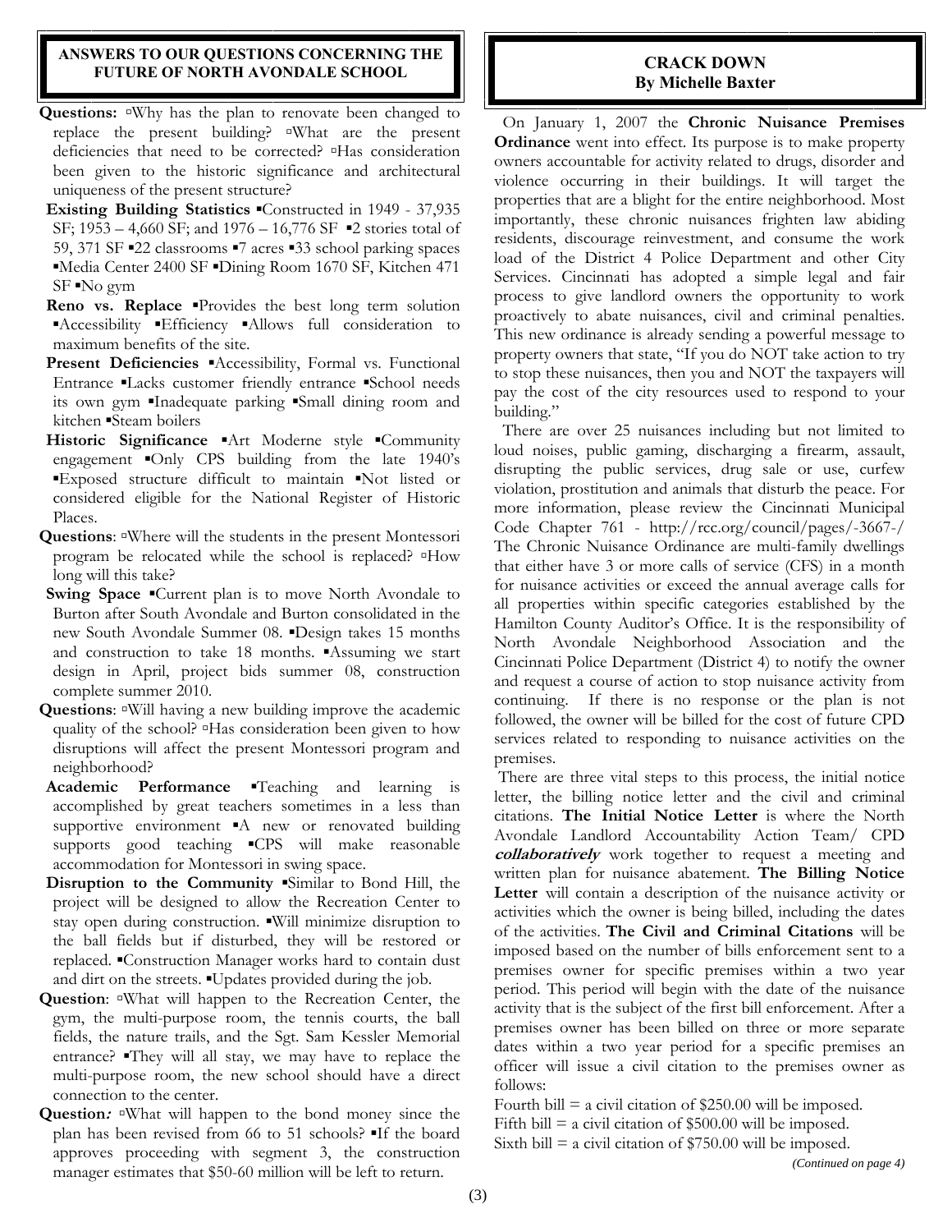## ANSWERS TO OUR QUESTIONS CONCERNING THE FUTURE OF NORTH AVONDALE SCHOOL

**Questions:** ▫Why has the plan to renovate been changed to replace the present building? ▫What are the present deficiencies that need to be corrected? ▫Has consideration been given to the historic significance and architectural uniqueness of the present structure?

**Existing Building Statistics** ▪Constructed in 1949 - 37,935 SF; 1953 – 4,660 SF; and 1976 – 16,776 SF ▪2 stories total of 59, 371 SF ▪22 classrooms ▪7 acres ▪33 school parking spaces ▪Media Center 2400 SF ▪Dining Room 1670 SF, Kitchen 471 SF ▪No gym

**Reno vs. Replace** ▪Provides the best long term solution ▪Accessibility ▪Efficiency ▪Allows full consideration to maximum benefits of the site.

**Present Deficiencies** ▪Accessibility, Formal vs. Functional Entrance ▪Lacks customer friendly entrance ▪School needs its own gym ▪Inadequate parking ▪Small dining room and kitchen ▪Steam boilers

**Historic Significance** ▪Art Moderne style ▪Community engagement ▪Only CPS building from the late 1940's ▪Exposed structure difficult to maintain ▪Not listed or considered eligible for the National Register of Historic Places.

**Questions**: ▫Where will the students in the present Montessori program be relocated while the school is replaced? ▫How long will this take?

**Swing Space** ▪Current plan is to move North Avondale to Burton after South Avondale and Burton consolidated in the new South Avondale Summer 08. ▪Design takes 15 months and construction to take 18 months. ▪Assuming we start design in April, project bids summer 08, construction complete summer 2010.

**Questions**: ▫Will having a new building improve the academic quality of the school? ▫Has consideration been given to how disruptions will affect the present Montessori program and neighborhood?

**Academic Performance** ▪Teaching and learning is accomplished by great teachers sometimes in a less than supportive environment ▪A new or renovated building supports good teaching ▪CPS will make reasonable accommodation for Montessori in swing space.

**Disruption to the Community** ▪Similar to Bond Hill, the project will be designed to allow the Recreation Center to stay open during construction. ▪Will minimize disruption to the ball fields but if disturbed, they will be restored or replaced. ▪Construction Manager works hard to contain dust and dirt on the streets. ▪Updates provided during the job.

**Question**: ▫What will happen to the Recreation Center, the gym, the multi-purpose room, the tennis courts, the ball fields, the nature trails, and the Sgt. Sam Kessler Memorial entrance? ▪They will all stay, we may have to replace the multi-purpose room, the new school should have a direct connection to the center.

**Question*:*** ▫What will happen to the bond money since the plan has been revised from 66 to 51 schools? ▪If the board approves proceeding with segment 3, the construction manager estimates that $50-60 million will be left to return.

## CRACK DOWN
**By Michelle Baxter**

On January 1, 2007 the **Chronic Nuisance Premises Ordinance** went into effect. Its purpose is to make property owners accountable for activity related to drugs, disorder and violence occurring in their buildings. It will target the properties that are a blight for the entire neighborhood. Most importantly, these chronic nuisances frighten law abiding residents, discourage reinvestment, and consume the work load of the District 4 Police Department and other City Services. Cincinnati has adopted a simple legal and fair process to give landlord owners the opportunity to work proactively to abate nuisances, civil and criminal penalties. This new ordinance is already sending a powerful message to property owners that state, "If you do NOT take action to try to stop these nuisances, then you and NOT the taxpayers will pay the cost of the city resources used to respond to your building."

There are over 25 nuisances including but not limited to loud noises, public gaming, discharging a firearm, assault, disrupting the public services, drug sale or use, curfew violation, prostitution and animals that disturb the peace. For more information, please review the Cincinnati Municipal Code Chapter 761 - http://rcc.org/council/pages/-3667-/ The Chronic Nuisance Ordinance are multi-family dwellings that either have 3 or more calls of service (CFS) in a month for nuisance activities or exceed the annual average calls for all properties within specific categories established by the Hamilton County Auditor's Office. It is the responsibility of North Avondale Neighborhood Association and the Cincinnati Police Department (District 4) to notify the owner and request a course of action to stop nuisance activity from continuing. If there is no response or the plan is not followed, the owner will be billed for the cost of future CPD services related to responding to nuisance activities on the premises.

There are three vital steps to this process, the initial notice letter, the billing notice letter and the civil and criminal citations. **The Initial Notice Letter** is where the North Avondale Landlord Accountability Action Team/ CPD ***collaboratively*** work together to request a meeting and written plan for nuisance abatement. **The Billing Notice Letter** will contain a description of the nuisance activity or activities which the owner is being billed, including the dates of the activities. **The Civil and Criminal Citations** will be imposed based on the number of bills enforcement sent to a premises owner for specific premises within a two year period. This period will begin with the date of the nuisance activity that is the subject of the first bill enforcement. After a premises owner has been billed on three or more separate dates within a two year period for a specific premises an officer will issue a civil citation to the premises owner as follows:

Fourth bill = a civil citation of $250.00 will be imposed.
Fifth bill = a civil citation of $500.00 will be imposed.
Sixth bill = a civil citation of $750.00 will be imposed.

*(Continued on page 4)*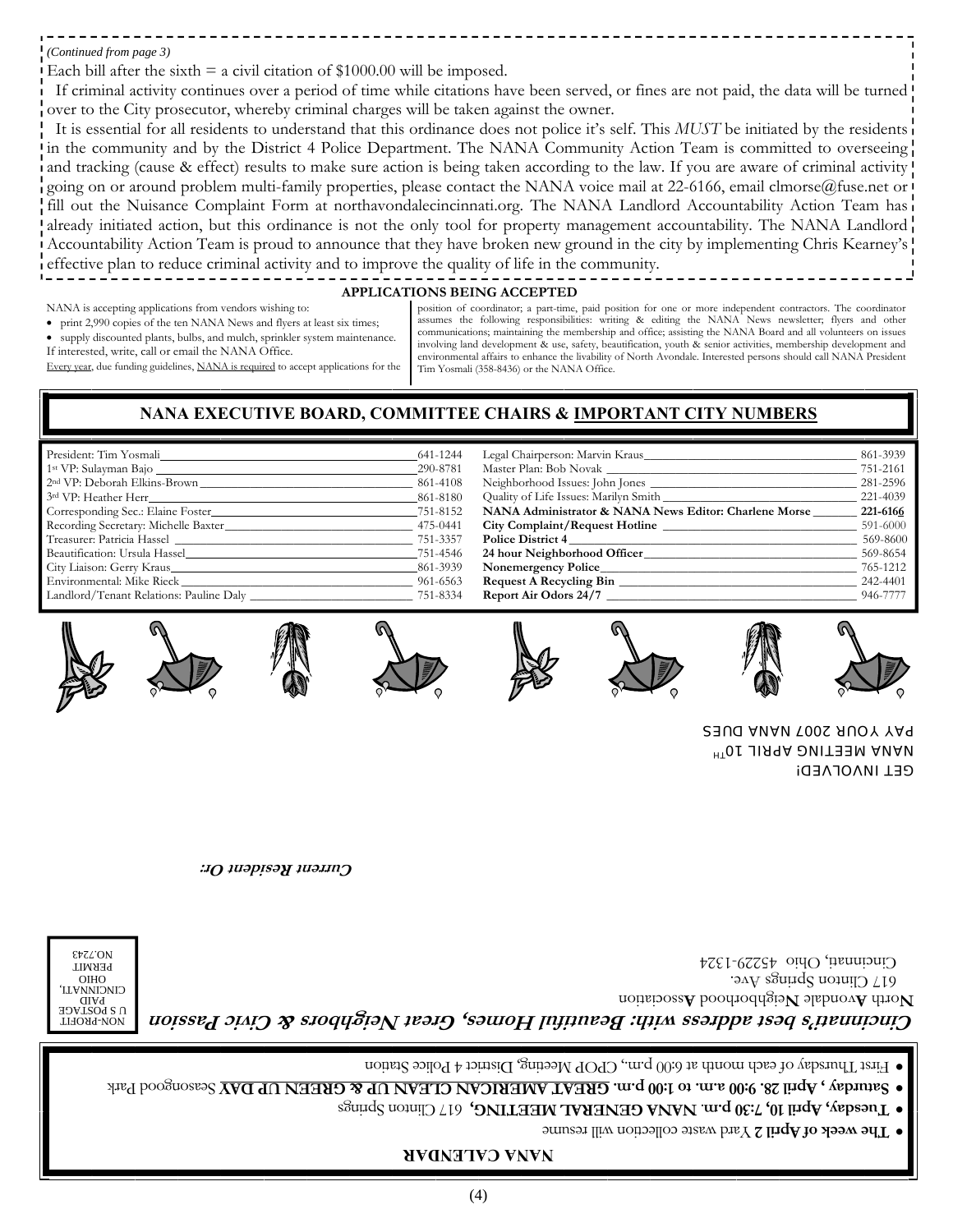*(Continued from page 3)*

Each bill after the sixth = a civil citation of $1000.00 will be imposed.

If criminal activity continues over a period of time while citations have been served, or fines are not paid, the data will be turned over to the City prosecutor, whereby criminal charges will be taken against the owner.

It is essential for all residents to understand that this ordinance does not police it's self. This *MUST* be initiated by the residents in the community and by the District 4 Police Department. The NANA Community Action Team is committed to overseeing and tracking (cause & effect) results to make sure action is being taken according to the law. If you are aware of criminal activity going on or around problem multi-family properties, please contact the NANA voice mail at 22-6166, email clmorse@fuse.net or fill out the Nuisance Complaint Form at northavondalecincinnati.org. The NANA Landlord Accountability Action Team has already initiated action, but this ordinance is not the only tool for property management accountability. The NANA Landlord Accountability Action Team is proud to announce that they have broken new ground in the city by implementing Chris Kearney's effective plan to reduce criminal activity and to improve the quality of life in the community.

## APPLICATIONS BEING ACCEPTED

NANA is accepting applications from vendors wishing to:

- print 2,990 copies of the ten NANA News and flyers at least six times;
- supply discounted plants, bulbs, and mulch, sprinkler system maintenance.

If interested, write, call or email the NANA Office.

Every year, due funding guidelines, NANA is required to accept applications for the position of coordinator; a part-time, paid position for one or more independent contractors. The coordinator assumes the following responsibilities: writing & editing the NANA News newsletter; flyers and other communications; maintaining the membership and office; assisting the NANA Board and all volunteers on issues involving land development & use, safety, beautification, youth & senior activities, membership development and environmental affairs to enhance the livability of North Avondale. Interested persons should call NANA President Tim Yosmali (358-8436) or the NANA Office.

## NANA EXECUTIVE BOARD, COMMITTEE CHAIRS & IMPORTANT CITY NUMBERS

| | | | |
|---|---|---|---|
| President: Tim Yosmali | 641-1244 | Legal Chairperson: Marvin Kraus | 861-3939 |
| 1st VP: Sulayman Bajo | 290-8781 | Master Plan: Bob Novak | 751-2161 |
| 2nd VP: Deborah Elkins-Brown | 861-4108 | Neighborhood Issues: John Jones | 281-2596 |
| 3rd VP: Heather Herr | 861-8180 | Quality of Life Issues: Marilyn Smith | 221-4039 |
| Corresponding Sec.: Elaine Foster | 751-8152 | **NANA Administrator & NANA News Editor: Charlene Morse** | **221-6166** |
| Recording Secretary: Michelle Baxter | 475-0441 | **City Complaint/Request Hotline** | 591-6000 |
| Treasurer: Patricia Hassel | 751-3357 | **Police District 4** | 569-8600 |
| Beautification: Ursula Hassel | 751-4546 | **24 hour Neighborhood Officer** | 569-8654 |
| City Liaison: Gerry Kraus | 861-3939 | **Nonemergency Police** | 765-1212 |
| Environmental: Mike Rieck | 961-6563 | **Request A Recycling Bin** | 242-4401 |
| Landlord/Tenant Relations: Pauline Daly | 751-8334 | **Report Air Odors 24/7** | 946-7777 |

GET INVOLVED!
NANA MEETING APRIL 10TH
PAY YOUR 2007 NANA DUES

*Current Resident Or:*

NON-PROFIT
U S POSTAGE
PAID
CINCINNATI,
OHIO
PERMIT
NO.7243

North Avondale Neighborhood Association
617 Clinton Springs Ave.
Cincinnati, Ohio 45229-1324

***Cincinnati's best address with: Beautiful Homes, Great Neighbors & Civic Passion***

## NANA CALENDAR

- **The week of April 2** Yard waste collection will resume
- **Tuesday, April 10, 7:30 p.m. NANA GENERAL MEETING,** 617 Clinton Springs
- **Saturday , April 28, 9:00 a.m. to 1:00 p.m. GREAT AMERICAN CLEAN UP & GREEN UP DAY** Seasongood Park
- First Thursday of each month at 6:00 p.m., CPOP Meeting, District 4 Police Station